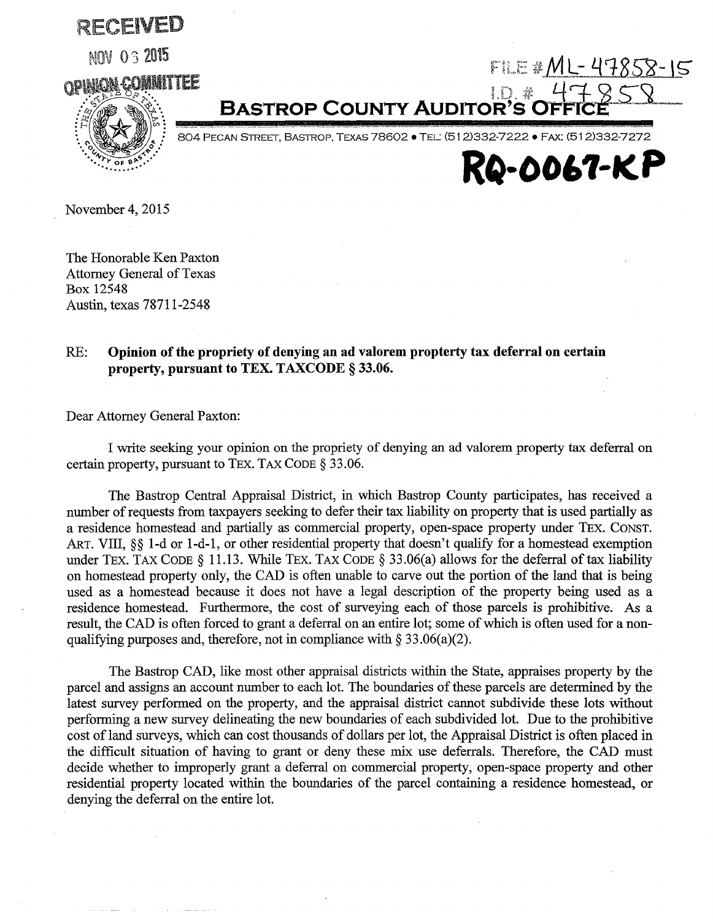RECEIVED

NOV 03 2015

OPINION COMMITTEE

FILE # ML-47858-15

I.D. # 47858

**BASTROP COUNTY AUDITOR'S OFFICE**

804 PECAN STREET, BASTROP, TEXAS 78602 • TEL: (512)332-7222 • FAX: (512)332-7272

**RQ-0067-KP**

November 4, 2015

The Honorable Ken Paxton
Attorney General of Texas
Box 12548
Austin, texas 78711-2548

RE: **Opinion of the propriety of denying an ad valorem propterty tax deferral on certain property, pursuant to TEX. TAXCODE § 33.06.**

Dear Attorney General Paxton:

I write seeking your opinion on the propriety of denying an ad valorem property tax deferral on certain property, pursuant to TEX. TAX CODE § 33.06.

The Bastrop Central Appraisal District, in which Bastrop County participates, has received a number of requests from taxpayers seeking to defer their tax liability on property that is used partially as a residence homestead and partially as commercial property, open-space property under TEX. CONST. ART. VIII, §§ 1-d or 1-d-1, or other residential property that doesn't qualify for a homestead exemption under TEX. TAX CODE § 11.13. While TEX. TAX CODE § 33.06(a) allows for the deferral of tax liability on homestead property only, the CAD is often unable to carve out the portion of the land that is being used as a homestead because it does not have a legal description of the property being used as a residence homestead. Furthermore, the cost of surveying each of those parcels is prohibitive. As a result, the CAD is often forced to grant a deferral on an entire lot; some of which is often used for a non-qualifying purposes and, therefore, not in compliance with § 33.06(a)(2).

The Bastrop CAD, like most other appraisal districts within the State, appraises property by the parcel and assigns an account number to each lot. The boundaries of these parcels are determined by the latest survey performed on the property, and the appraisal district cannot subdivide these lots without performing a new survey delineating the new boundaries of each subdivided lot. Due to the prohibitive cost of land surveys, which can cost thousands of dollars per lot, the Appraisal District is often placed in the difficult situation of having to grant or deny these mix use deferrals. Therefore, the CAD must decide whether to improperly grant a deferral on commercial property, open-space property and other residential property located within the boundaries of the parcel containing a residence homestead, or denying the deferral on the entire lot.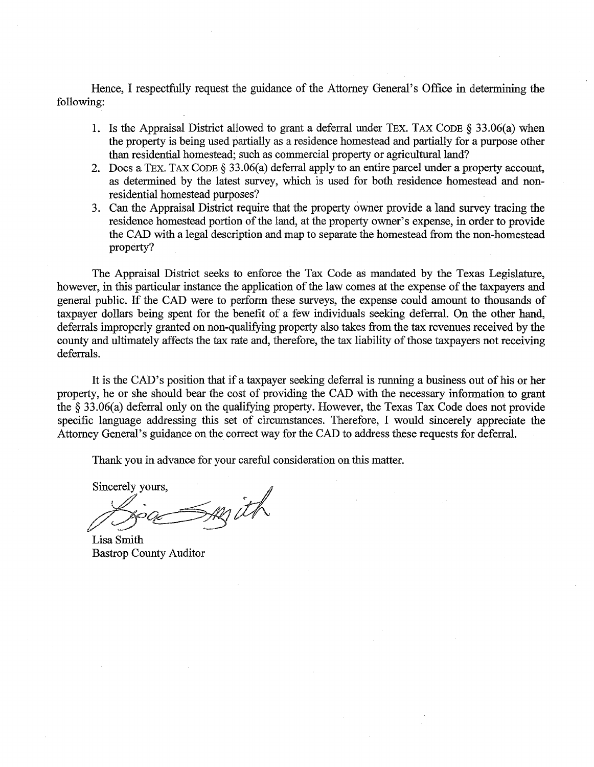Hence, I respectfully request the guidance of the Attorney General's Office in determining the following:

1. Is the Appraisal District allowed to grant a deferral under TEX. TAX CODE § 33.06(a) when the property is being used partially as a residence homestead and partially for a purpose other than residential homestead; such as commercial property or agricultural land?
2. Does a TEX. TAX CODE § 33.06(a) deferral apply to an entire parcel under a property account, as determined by the latest survey, which is used for both residence homestead and non-residential homestead purposes?
3. Can the Appraisal District require that the property owner provide a land survey tracing the residence homestead portion of the land, at the property owner's expense, in order to provide the CAD with a legal description and map to separate the homestead from the non-homestead property?

The Appraisal District seeks to enforce the Tax Code as mandated by the Texas Legislature, however, in this particular instance the application of the law comes at the expense of the taxpayers and general public. If the CAD were to perform these surveys, the expense could amount to thousands of taxpayer dollars being spent for the benefit of a few individuals seeking deferral. On the other hand, deferrals improperly granted on non-qualifying property also takes from the tax revenues received by the county and ultimately affects the tax rate and, therefore, the tax liability of those taxpayers not receiving deferrals.

It is the CAD's position that if a taxpayer seeking deferral is running a business out of his or her property, he or she should bear the cost of providing the CAD with the necessary information to grant the § 33.06(a) deferral only on the qualifying property. However, the Texas Tax Code does not provide specific language addressing this set of circumstances. Therefore, I would sincerely appreciate the Attorney General's guidance on the correct way for the CAD to address these requests for deferral.

Thank you in advance for your careful consideration on this matter.

Sincerely yours,

Lisa Smith
Bastrop County Auditor